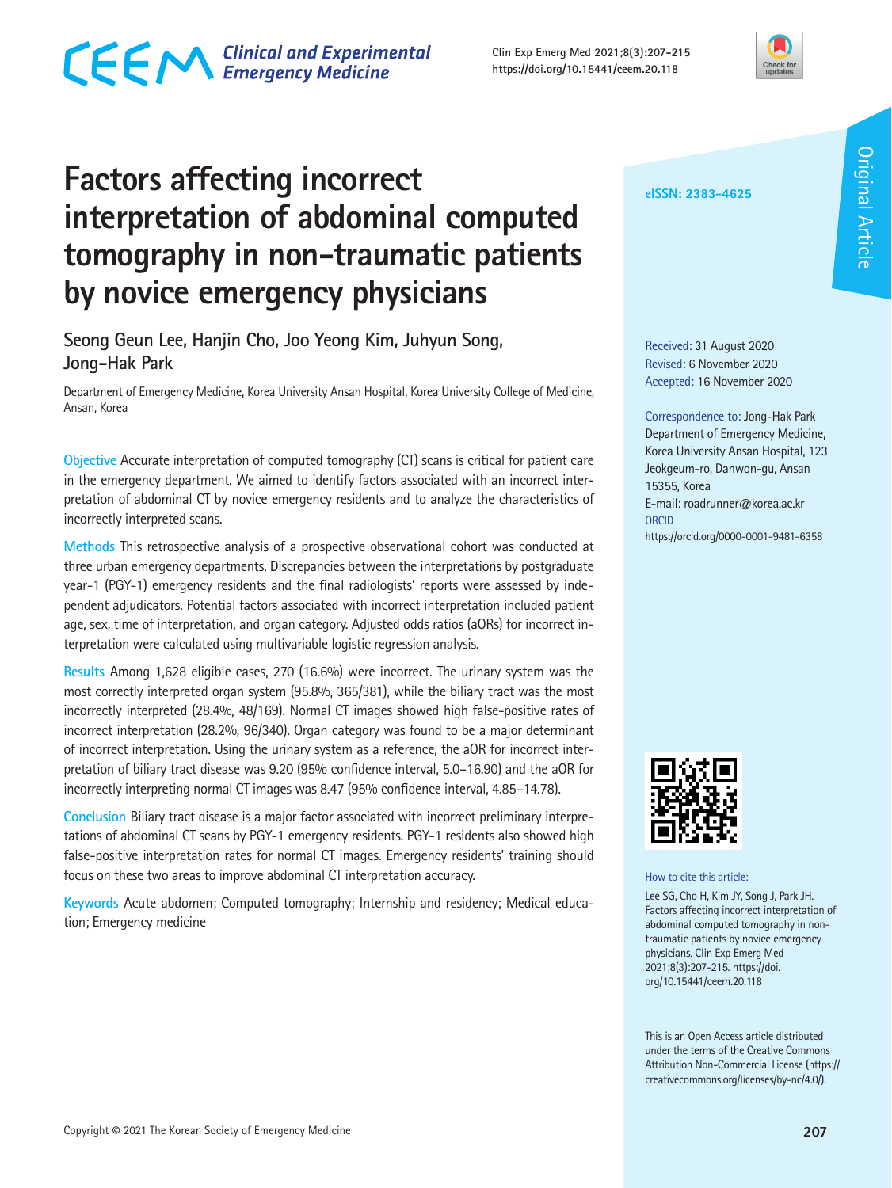# Factors affecting incorrect interpretation of abdominal computed tomography in non-traumatic patients by novice emergency physicians

Seong Geun Lee, Hanjin Cho, Joo Yeong Kim, Juhyun Song, Jong-Hak Park

Department of Emergency Medicine, Korea University Ansan Hospital, Korea University College of Medicine, Ansan, Korea

eISSN: 2383-4625

Original Article

Received: 31 August 2020
Revised: 6 November 2020
Accepted: 16 November 2020

Correspondence to: Jong-Hak Park
Department of Emergency Medicine, Korea University Ansan Hospital, 123 Jeokgeum-ro, Danwon-gu, Ansan 15355, Korea
E-mail: roadrunner@korea.ac.kr
ORCID
https://orcid.org/0000-0001-9481-6358

**Objective** Accurate interpretation of computed tomography (CT) scans is critical for patient care in the emergency department. We aimed to identify factors associated with an incorrect interpretation of abdominal CT by novice emergency residents and to analyze the characteristics of incorrectly interpreted scans.

**Methods** This retrospective analysis of a prospective observational cohort was conducted at three urban emergency departments. Discrepancies between the interpretations by postgraduate year-1 (PGY-1) emergency residents and the final radiologists' reports were assessed by independent adjudicators. Potential factors associated with incorrect interpretation included patient age, sex, time of interpretation, and organ category. Adjusted odds ratios (aORs) for incorrect interpretation were calculated using multivariable logistic regression analysis.

**Results** Among 1,628 eligible cases, 270 (16.6%) were incorrect. The urinary system was the most correctly interpreted organ system (95.8%, 365/381), while the biliary tract was the most incorrectly interpreted (28.4%, 48/169). Normal CT images showed high false-positive rates of incorrect interpretation (28.2%, 96/340). Organ category was found to be a major determinant of incorrect interpretation. Using the urinary system as a reference, the aOR for incorrect interpretation of biliary tract disease was 9.20 (95% confidence interval, 5.0–16.90) and the aOR for incorrectly interpreting normal CT images was 8.47 (95% confidence interval, 4.85–14.78).

**Conclusion** Biliary tract disease is a major factor associated with incorrect preliminary interpretations of abdominal CT scans by PGY-1 emergency residents. PGY-1 residents also showed high false-positive interpretation rates for normal CT images. Emergency residents' training should focus on these two areas to improve abdominal CT interpretation accuracy.

**Keywords** Acute abdomen; Computed tomography; Internship and residency; Medical education; Emergency medicine

How to cite this article:
Lee SG, Cho H, Kim JY, Song J, Park JH. Factors affecting incorrect interpretation of abdominal computed tomography in non-traumatic patients by novice emergency physicians. Clin Exp Emerg Med 2021;8(3):207-215. https://doi.org/10.15441/ceem.20.118

This is an Open Access article distributed under the terms of the Creative Commons Attribution Non-Commercial License (https://creativecommons.org/licenses/by-nc/4.0/).

Copyright © 2021 The Korean Society of Emergency Medicine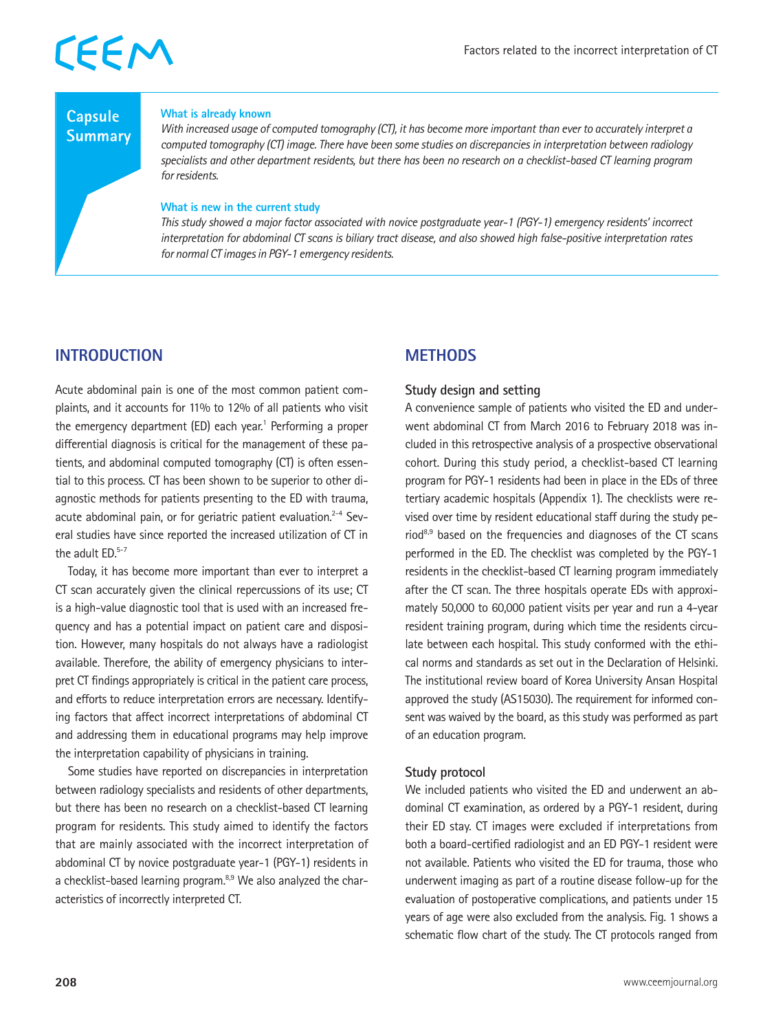## Capsule Summary

**What is already known**

*With increased usage of computed tomography (CT), it has become more important than ever to accurately interpret a computed tomography (CT) image. There have been some studies on discrepancies in interpretation between radiology specialists and other department residents, but there has been no research on a checklist-based CT learning program for residents.*

**What is new in the current study**

*This study showed a major factor associated with novice postgraduate year-1 (PGY-1) emergency residents' incorrect interpretation for abdominal CT scans is biliary tract disease, and also showed high false-positive interpretation rates for normal CT images in PGY-1 emergency residents.*

## INTRODUCTION

Acute abdominal pain is one of the most common patient complaints, and it accounts for 11% to 12% of all patients who visit the emergency department (ED) each year.[1] Performing a proper differential diagnosis is critical for the management of these patients, and abdominal computed tomography (CT) is often essential to this process. CT has been shown to be superior to other diagnostic methods for patients presenting to the ED with trauma, acute abdominal pain, or for geriatric patient evaluation.[2-4] Several studies have since reported the increased utilization of CT in the adult ED.[5-7]

Today, it has become more important than ever to interpret a CT scan accurately given the clinical repercussions of its use; CT is a high-value diagnostic tool that is used with an increased frequency and has a potential impact on patient care and disposition. However, many hospitals do not always have a radiologist available. Therefore, the ability of emergency physicians to interpret CT findings appropriately is critical in the patient care process, and efforts to reduce interpretation errors are necessary. Identifying factors that affect incorrect interpretations of abdominal CT and addressing them in educational programs may help improve the interpretation capability of physicians in training.

Some studies have reported on discrepancies in interpretation between radiology specialists and residents of other departments, but there has been no research on a checklist-based CT learning program for residents. This study aimed to identify the factors that are mainly associated with the incorrect interpretation of abdominal CT by novice postgraduate year-1 (PGY-1) residents in a checklist-based learning program.[8,9] We also analyzed the characteristics of incorrectly interpreted CT.

## METHODS

### Study design and setting

A convenience sample of patients who visited the ED and underwent abdominal CT from March 2016 to February 2018 was included in this retrospective analysis of a prospective observational cohort. During this study period, a checklist-based CT learning program for PGY-1 residents had been in place in the EDs of three tertiary academic hospitals (Appendix 1). The checklists were revised over time by resident educational staff during the study period[8,9] based on the frequencies and diagnoses of the CT scans performed in the ED. The checklist was completed by the PGY-1 residents in the checklist-based CT learning program immediately after the CT scan. The three hospitals operate EDs with approximately 50,000 to 60,000 patient visits per year and run a 4-year resident training program, during which time the residents circulate between each hospital. This study conformed with the ethical norms and standards as set out in the Declaration of Helsinki. The institutional review board of Korea University Ansan Hospital approved the study (AS15030). The requirement for informed consent was waived by the board, as this study was performed as part of an education program.

### Study protocol

We included patients who visited the ED and underwent an abdominal CT examination, as ordered by a PGY-1 resident, during their ED stay. CT images were excluded if interpretations from both a board-certified radiologist and an ED PGY-1 resident were not available. Patients who visited the ED for trauma, those who underwent imaging as part of a routine disease follow-up for the evaluation of postoperative complications, and patients under 15 years of age were also excluded from the analysis. Fig. 1 shows a schematic flow chart of the study. The CT protocols ranged from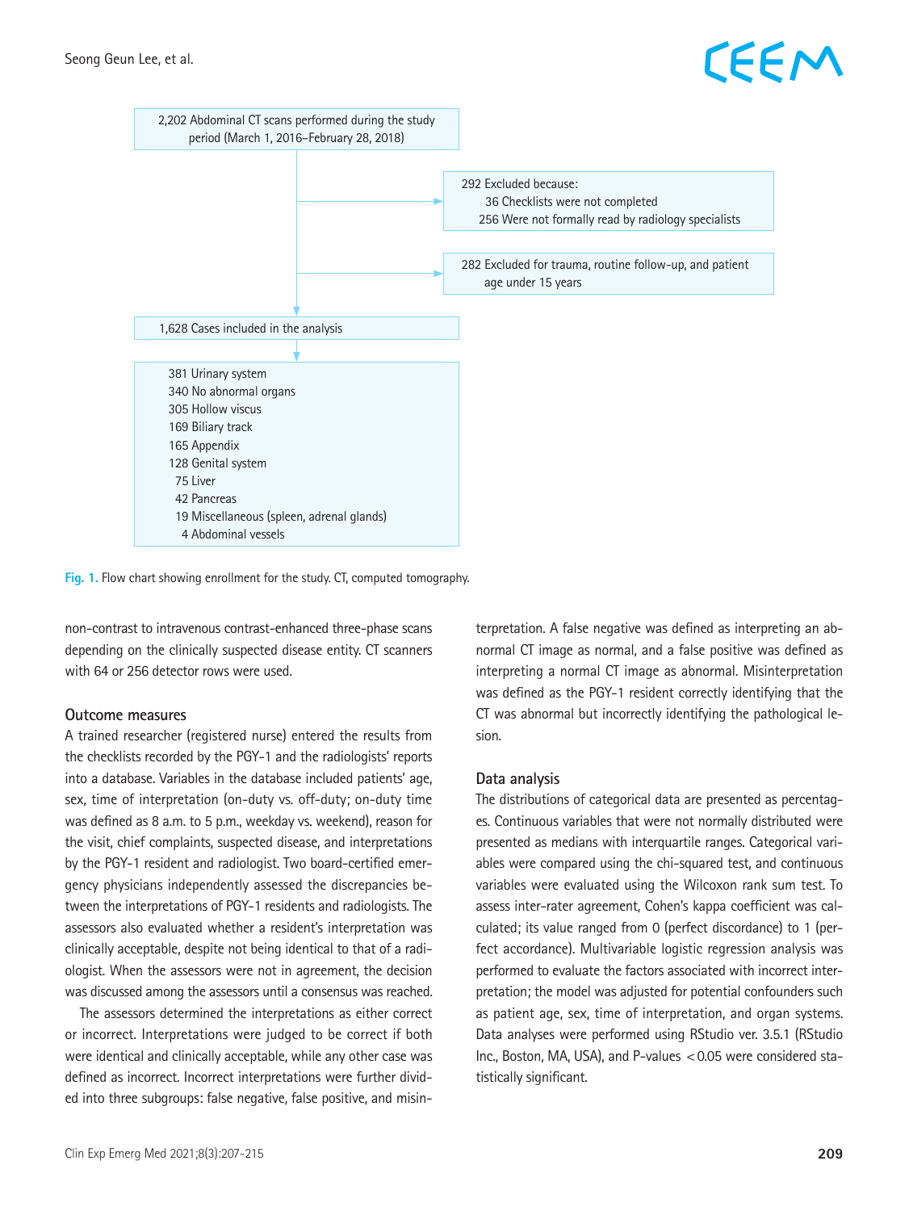2,202 Abdominal CT scans performed during the study period (March 1, 2016–February 28, 2018)

292 Excluded because:
- 36 Checklists were not completed
- 256 Were not formally read by radiology specialists

282 Excluded for trauma, routine follow-up, and patient age under 15 years

1,628 Cases included in the analysis

- 381 Urinary system
- 340 No abnormal organs
- 305 Hollow viscus
- 169 Biliary track
- 165 Appendix
- 128 Genital system
- 75 Liver
- 42 Pancreas
- 19 Miscellaneous (spleen, adrenal glands)
- 4 Abdominal vessels

**Fig. 1.** Flow chart showing enrollment for the study. CT, computed tomography.

non-contrast to intravenous contrast-enhanced three-phase scans depending on the clinically suspected disease entity. CT scanners with 64 or 256 detector rows were used.

### Outcome measures

A trained researcher (registered nurse) entered the results from the checklists recorded by the PGY-1 and the radiologists' reports into a database. Variables in the database included patients' age, sex, time of interpretation (on-duty vs. off-duty; on-duty time was defined as 8 a.m. to 5 p.m., weekday vs. weekend), reason for the visit, chief complaints, suspected disease, and interpretations by the PGY-1 resident and radiologist. Two board-certified emergency physicians independently assessed the discrepancies between the interpretations of PGY-1 residents and radiologists. The assessors also evaluated whether a resident's interpretation was clinically acceptable, despite not being identical to that of a radiologist. When the assessors were not in agreement, the decision was discussed among the assessors until a consensus was reached.

The assessors determined the interpretations as either correct or incorrect. Interpretations were judged to be correct if both were identical and clinically acceptable, while any other case was defined as incorrect. Incorrect interpretations were further divided into three subgroups: false negative, false positive, and misinterpretation. A false negative was defined as interpreting an abnormal CT image as normal, and a false positive was defined as interpreting a normal CT image as abnormal. Misinterpretation was defined as the PGY-1 resident correctly identifying that the CT was abnormal but incorrectly identifying the pathological lesion.

### Data analysis

The distributions of categorical data are presented as percentages. Continuous variables that were not normally distributed were presented as medians with interquartile ranges. Categorical variables were compared using the chi-squared test, and continuous variables were evaluated using the Wilcoxon rank sum test. To assess inter-rater agreement, Cohen's kappa coefficient was calculated; its value ranged from 0 (perfect discordance) to 1 (perfect accordance). Multivariable logistic regression analysis was performed to evaluate the factors associated with incorrect interpretation; the model was adjusted for potential confounders such as patient age, sex, time of interpretation, and organ systems. Data analyses were performed using RStudio ver. 3.5.1 (RStudio Inc., Boston, MA, USA), and P-values $<0.05$ were considered statistically significant.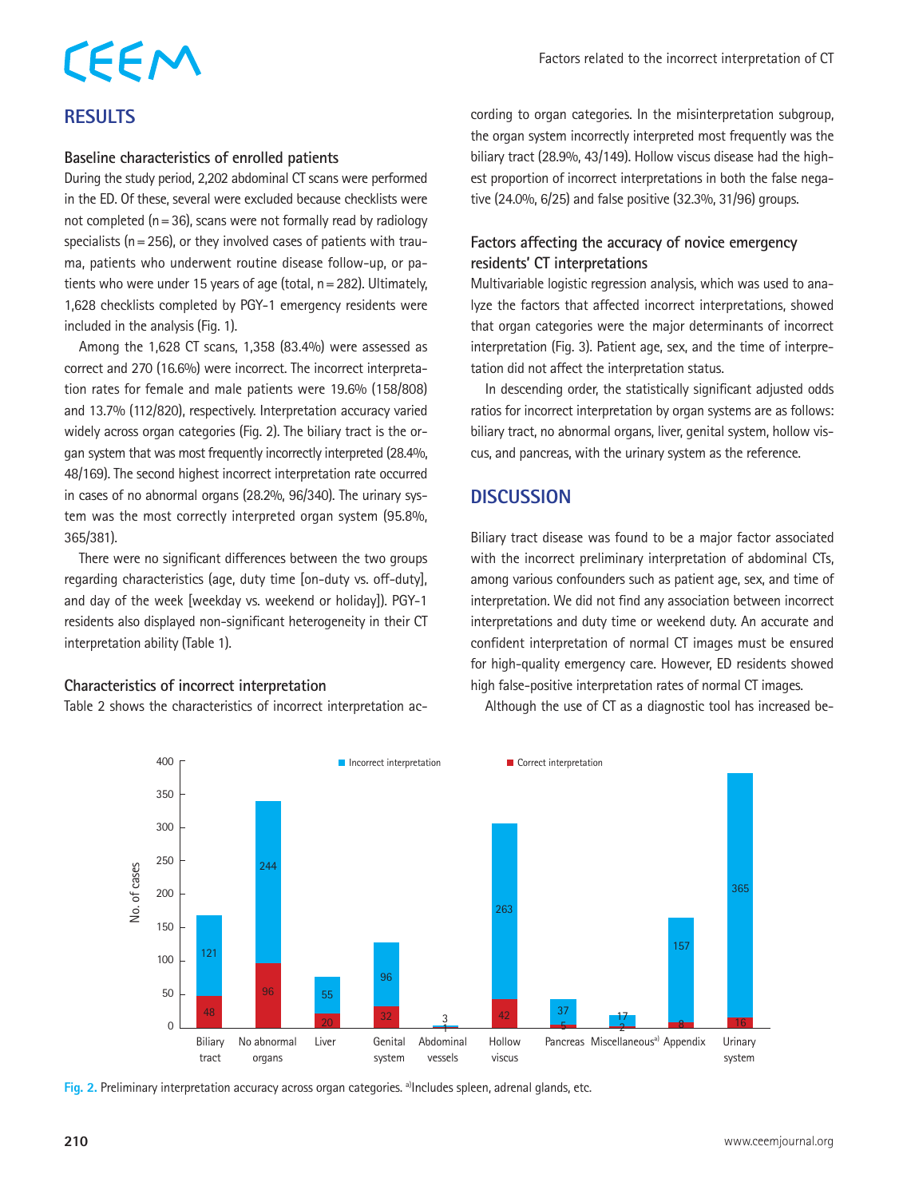## RESULTS

### Baseline characteristics of enrolled patients

During the study period, 2,202 abdominal CT scans were performed in the ED. Of these, several were excluded because checklists were not completed (n = 36), scans were not formally read by radiology specialists (n = 256), or they involved cases of patients with trauma, patients who underwent routine disease follow-up, or patients who were under 15 years of age (total, n = 282). Ultimately, 1,628 checklists completed by PGY-1 emergency residents were included in the analysis (Fig. 1).

Among the 1,628 CT scans, 1,358 (83.4%) were assessed as correct and 270 (16.6%) were incorrect. The incorrect interpretation rates for female and male patients were 19.6% (158/808) and 13.7% (112/820), respectively. Interpretation accuracy varied widely across organ categories (Fig. 2). The biliary tract is the organ system that was most frequently incorrectly interpreted (28.4%, 48/169). The second highest incorrect interpretation rate occurred in cases of no abnormal organs (28.2%, 96/340). The urinary system was the most correctly interpreted organ system (95.8%, 365/381).

There were no significant differences between the two groups regarding characteristics (age, duty time [on-duty vs. off-duty], and day of the week [weekday vs. weekend or holiday]). PGY-1 residents also displayed non-significant heterogeneity in their CT interpretation ability (Table 1).

### Characteristics of incorrect interpretation

Table 2 shows the characteristics of incorrect interpretation according to organ categories. In the misinterpretation subgroup, the organ system incorrectly interpreted most frequently was the biliary tract (28.9%, 43/149). Hollow viscus disease had the highest proportion of incorrect interpretations in both the false negative (24.0%, 6/25) and false positive (32.3%, 31/96) groups.

### Factors affecting the accuracy of novice emergency residents' CT interpretations

Multivariable logistic regression analysis, which was used to analyze the factors that affected incorrect interpretations, showed that organ categories were the major determinants of incorrect interpretation (Fig. 3). Patient age, sex, and the time of interpretation did not affect the interpretation status.

In descending order, the statistically significant adjusted odds ratios for incorrect interpretation by organ systems are as follows: biliary tract, no abnormal organs, liver, genital system, hollow viscus, and pancreas, with the urinary system as the reference.

## DISCUSSION

Biliary tract disease was found to be a major factor associated with the incorrect preliminary interpretation of abdominal CTs, among various confounders such as patient age, sex, and time of interpretation. We did not find any association between incorrect interpretations and duty time or weekend duty. An accurate and confident interpretation of normal CT images must be ensured for high-quality emergency care. However, ED residents showed high false-positive interpretation rates of normal CT images.

Although the use of CT as a diagnostic tool has increased be-

| Organ category | Incorrect interpretation | Correct interpretation |
|---|---|---|
| Biliary tract | 121 | 48 |
| No abnormal organs | 244 | 96 |
| Liver | 55 | 20 |
| Genital system | 96 | 32 |
| Abdominal vessels | 3 | 1 |
| Hollow viscus | 263 | 42 |
| Pancreas | 37 | 5 |
| Miscellaneous[a] | 17 | 2 |
| Appendix | 157 | 8 |
| Urinary system | 365 | 16 |

**Fig. 2.** Preliminary interpretation accuracy across organ categories. [a]Includes spleen, adrenal glands, etc.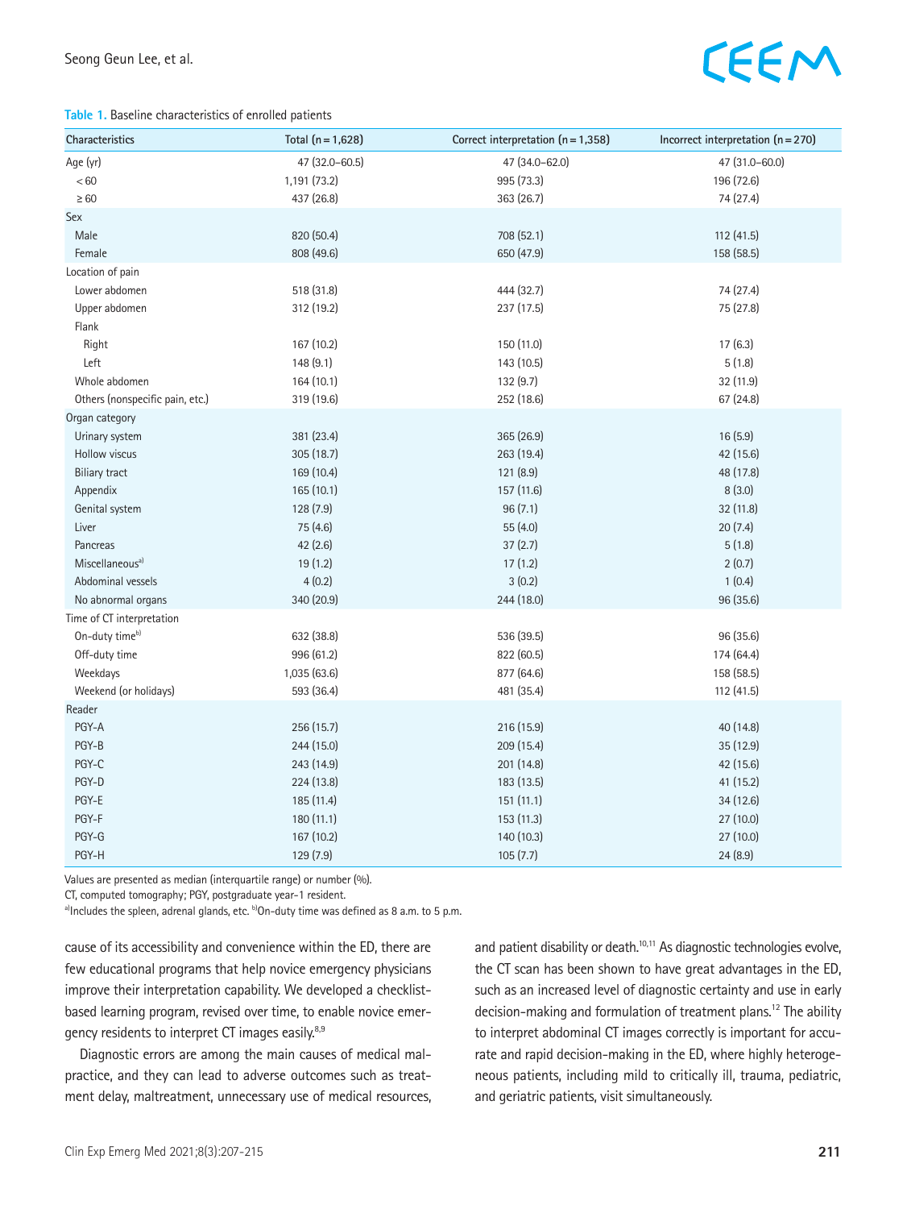**Table 1.** Baseline characteristics of enrolled patients

| Characteristics | Total (n = 1,628) | Correct interpretation (n = 1,358) | Incorrect interpretation (n = 270) |
|---|---|---|---|
| Age (yr) | 47 (32.0–60.5) | 47 (34.0–62.0) | 47 (31.0–60.0) |
| < 60 | 1,191 (73.2) | 995 (73.3) | 196 (72.6) |
| ≥ 60 | 437 (26.8) | 363 (26.7) | 74 (27.4) |
| Sex | | | |
| Male | 820 (50.4) | 708 (52.1) | 112 (41.5) |
| Female | 808 (49.6) | 650 (47.9) | 158 (58.5) |
| Location of pain | | | |
| Lower abdomen | 518 (31.8) | 444 (32.7) | 74 (27.4) |
| Upper abdomen | 312 (19.2) | 237 (17.5) | 75 (27.8) |
| Flank | | | |
| Right | 167 (10.2) | 150 (11.0) | 17 (6.3) |
| Left | 148 (9.1) | 143 (10.5) | 5 (1.8) |
| Whole abdomen | 164 (10.1) | 132 (9.7) | 32 (11.9) |
| Others (nonspecific pain, etc.) | 319 (19.6) | 252 (18.6) | 67 (24.8) |
| Organ category | | | |
| Urinary system | 381 (23.4) | 365 (26.9) | 16 (5.9) |
| Hollow viscus | 305 (18.7) | 263 (19.4) | 42 (15.6) |
| Biliary tract | 169 (10.4) | 121 (8.9) | 48 (17.8) |
| Appendix | 165 (10.1) | 157 (11.6) | 8 (3.0) |
| Genital system | 128 (7.9) | 96 (7.1) | 32 (11.8) |
| Liver | 75 (4.6) | 55 (4.0) | 20 (7.4) |
| Pancreas | 42 (2.6) | 37 (2.7) | 5 (1.8) |
| Miscellaneous[a] | 19 (1.2) | 17 (1.2) | 2 (0.7) |
| Abdominal vessels | 4 (0.2) | 3 (0.2) | 1 (0.4) |
| No abnormal organs | 340 (20.9) | 244 (18.0) | 96 (35.6) |
| Time of CT interpretation | | | |
| On-duty time[b] | 632 (38.8) | 536 (39.5) | 96 (35.6) |
| Off-duty time | 996 (61.2) | 822 (60.5) | 174 (64.4) |
| Weekdays | 1,035 (63.6) | 877 (64.6) | 158 (58.5) |
| Weekend (or holidays) | 593 (36.4) | 481 (35.4) | 112 (41.5) |
| Reader | | | |
| PGY-A | 256 (15.7) | 216 (15.9) | 40 (14.8) |
| PGY-B | 244 (15.0) | 209 (15.4) | 35 (12.9) |
| PGY-C | 243 (14.9) | 201 (14.8) | 42 (15.6) |
| PGY-D | 224 (13.8) | 183 (13.5) | 41 (15.2) |
| PGY-E | 185 (11.4) | 151 (11.1) | 34 (12.6) |
| PGY-F | 180 (11.1) | 153 (11.3) | 27 (10.0) |
| PGY-G | 167 (10.2) | 140 (10.3) | 27 (10.0) |
| PGY-H | 129 (7.9) | 105 (7.7) | 24 (8.9) |

Values are presented as median (interquartile range) or number (%).
CT, computed tomography; PGY, postgraduate year-1 resident.
[a]Includes the spleen, adrenal glands, etc. [b]On-duty time was defined as 8 a.m. to 5 p.m.

cause of its accessibility and convenience within the ED, there are few educational programs that help novice emergency physicians improve their interpretation capability. We developed a checklist-based learning program, revised over time, to enable novice emergency residents to interpret CT images easily.[8,9]

Diagnostic errors are among the main causes of medical malpractice, and they can lead to adverse outcomes such as treatment delay, maltreatment, unnecessary use of medical resources, and patient disability or death.[10,11] As diagnostic technologies evolve, the CT scan has been shown to have great advantages in the ED, such as an increased level of diagnostic certainty and use in early decision-making and formulation of treatment plans.[12] The ability to interpret abdominal CT images correctly is important for accurate and rapid decision-making in the ED, where highly heterogeneous patients, including mild to critically ill, trauma, pediatric, and geriatric patients, visit simultaneously.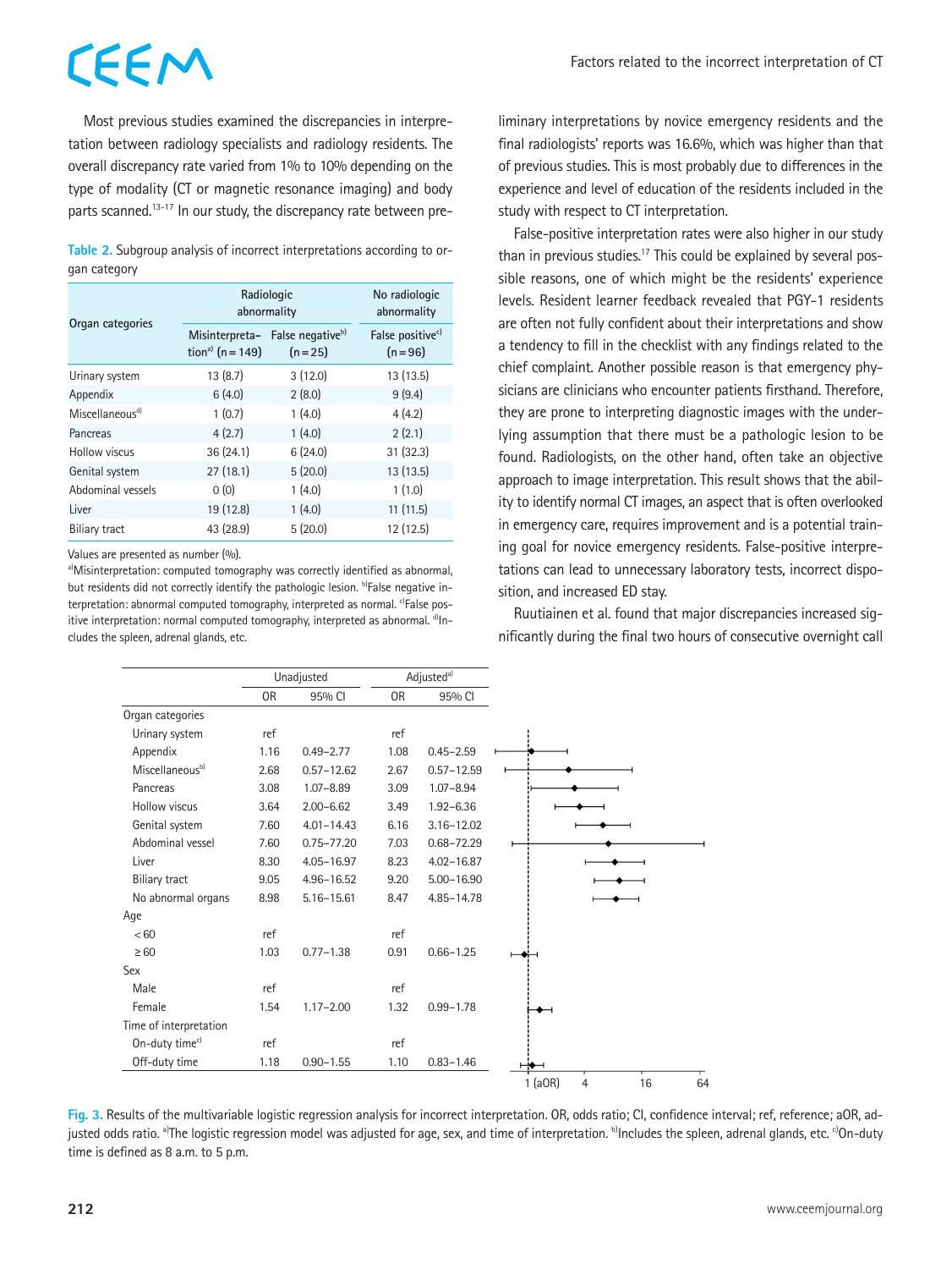Most previous studies examined the discrepancies in interpretation between radiology specialists and radiology residents. The overall discrepancy rate varied from 1% to 10% depending on the type of modality (CT or magnetic resonance imaging) and body parts scanned.[13-17] In our study, the discrepancy rate between preliminary interpretations by novice emergency residents and the final radiologists' reports was 16.6%, which was higher than that of previous studies. This is most probably due to differences in the experience and level of education of the residents included in the study with respect to CT interpretation.

False-positive interpretation rates were also higher in our study than in previous studies.[17] This could be explained by several possible reasons, one of which might be the residents' experience levels. Resident learner feedback revealed that PGY-1 residents are often not fully confident about their interpretations and show a tendency to fill in the checklist with any findings related to the chief complaint. Another possible reason is that emergency physicians are clinicians who encounter patients firsthand. Therefore, they are prone to interpreting diagnostic images with the underlying assumption that there must be a pathologic lesion to be found. Radiologists, on the other hand, often take an objective approach to image interpretation. This result shows that the ability to identify normal CT images, an aspect that is often overlooked in emergency care, requires improvement and is a potential training goal for novice emergency residents. False-positive interpretations can lead to unnecessary laboratory tests, incorrect disposition, and increased ED stay.

Ruutiainen et al. found that major discrepancies increased significantly during the final two hours of consecutive overnight call

**Table 2.** Subgroup analysis of incorrect interpretations according to organ category

| Organ categories | Radiologic abnormality | | No radiologic abnormality |
|---|---|---|---|
| | Misinterpretation[a] (n=149) | False negative[b] (n=25) | False positive[c] (n=96) |
| Urinary system | 13 (8.7) | 3 (12.0) | 13 (13.5) |
| Appendix | 6 (4.0) | 2 (8.0) | 9 (9.4) |
| Miscellaneous[d] | 1 (0.7) | 1 (4.0) | 4 (4.2) |
| Pancreas | 4 (2.7) | 1 (4.0) | 2 (2.1) |
| Hollow viscus | 36 (24.1) | 6 (24.0) | 31 (32.3) |
| Genital system | 27 (18.1) | 5 (20.0) | 13 (13.5) |
| Abdominal vessels | 0 (0) | 1 (4.0) | 1 (1.0) |
| Liver | 19 (12.8) | 1 (4.0) | 11 (11.5) |
| Biliary tract | 43 (28.9) | 5 (20.0) | 12 (12.5) |

Values are presented as number (%).
[a]Misinterpretation: computed tomography was correctly identified as abnormal, but residents did not correctly identify the pathologic lesion. [b]False negative interpretation: abnormal computed tomography, interpreted as normal. [c]False positive interpretation: normal computed tomography, interpreted as abnormal. [d]Includes the spleen, adrenal glands, etc.

| | Unadjusted | | Adjusted[a] | |
|---|---|---|---|---|
| | OR | 95% CI | OR | 95% CI |
| Organ categories | | | | |
| Urinary system | ref | | ref | |
| Appendix | 1.16 | 0.49–2.77 | 1.08 | 0.45–2.59 |
| Miscellaneous[b] | 2.68 | 0.57–12.62 | 2.67 | 0.57–12.59 |
| Pancreas | 3.08 | 1.07–8.89 | 3.09 | 1.07–8.94 |
| Hollow viscus | 3.64 | 2.00–6.62 | 3.49 | 1.92–6.36 |
| Genital system | 7.60 | 4.01–14.43 | 6.16 | 3.16–12.02 |
| Abdominal vessel | 7.60 | 0.75–77.20 | 7.03 | 0.68–72.29 |
| Liver | 8.30 | 4.05–16.97 | 8.23 | 4.02–16.87 |
| Biliary tract | 9.05 | 4.96–16.52 | 9.20 | 5.00–16.90 |
| No abnormal organs | 8.98 | 5.16–15.61 | 8.47 | 4.85–14.78 |
| Age | | | | |
| <60 | ref | | ref | |
| ≥60 | 1.03 | 0.77–1.38 | 0.91 | 0.66–1.25 |
| Sex | | | | |
| Male | ref | | ref | |
| Female | 1.54 | 1.17–2.00 | 1.32 | 0.99–1.78 |
| Time of interpretation | | | | |
| On-duty time[c] | ref | | ref | |
| Off-duty time | 1.18 | 0.90–1.55 | 1.10 | 0.83–1.46 |

**Fig. 3.** Results of the multivariable logistic regression analysis for incorrect interpretation. OR, odds ratio; CI, confidence interval; ref, reference; aOR, adjusted odds ratio. [a]The logistic regression model was adjusted for age, sex, and time of interpretation. [b]Includes the spleen, adrenal glands, etc. [c]On-duty time is defined as 8 a.m. to 5 p.m.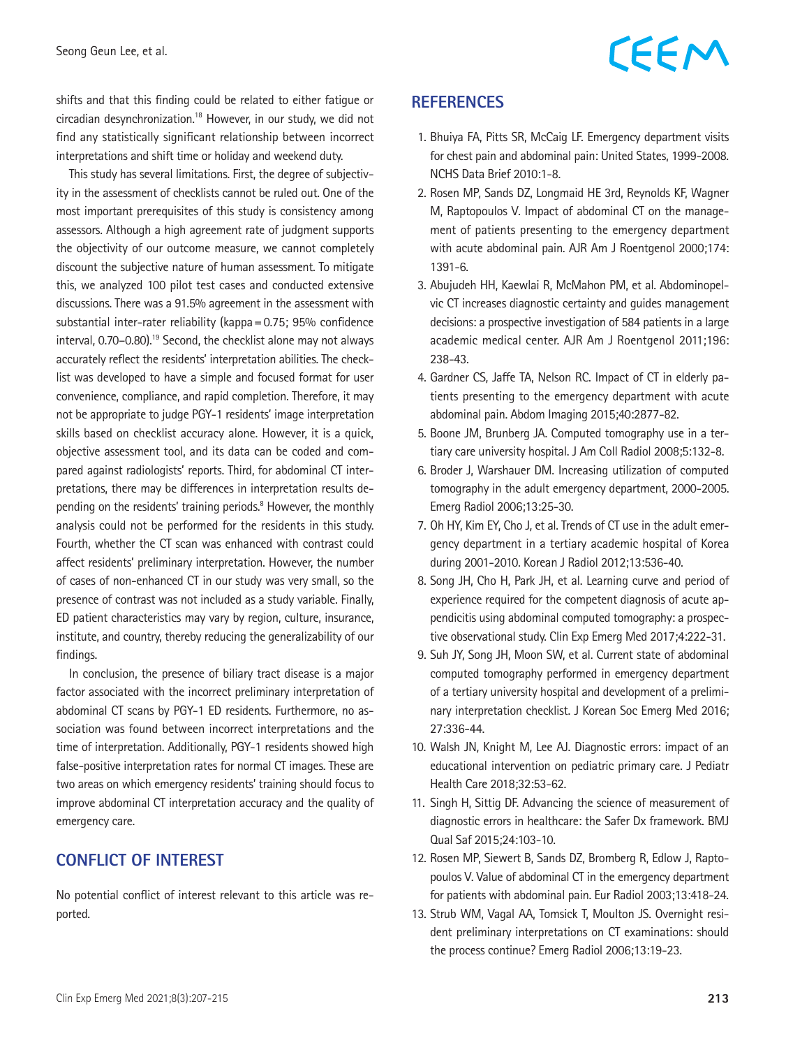shifts and that this finding could be related to either fatigue or circadian desynchronization.[18] However, in our study, we did not find any statistically significant relationship between incorrect interpretations and shift time or holiday and weekend duty.

This study has several limitations. First, the degree of subjectivity in the assessment of checklists cannot be ruled out. One of the most important prerequisites of this study is consistency among assessors. Although a high agreement rate of judgment supports the objectivity of our outcome measure, we cannot completely discount the subjective nature of human assessment. To mitigate this, we analyzed 100 pilot test cases and conducted extensive discussions. There was a 91.5% agreement in the assessment with substantial inter-rater reliability (kappa = 0.75; 95% confidence interval, 0.70–0.80).[19] Second, the checklist alone may not always accurately reflect the residents' interpretation abilities. The checklist was developed to have a simple and focused format for user convenience, compliance, and rapid completion. Therefore, it may not be appropriate to judge PGY-1 residents' image interpretation skills based on checklist accuracy alone. However, it is a quick, objective assessment tool, and its data can be coded and compared against radiologists' reports. Third, for abdominal CT interpretations, there may be differences in interpretation results depending on the residents' training periods.[8] However, the monthly analysis could not be performed for the residents in this study. Fourth, whether the CT scan was enhanced with contrast could affect residents' preliminary interpretation. However, the number of cases of non-enhanced CT in our study was very small, so the presence of contrast was not included as a study variable. Finally, ED patient characteristics may vary by region, culture, insurance, institute, and country, thereby reducing the generalizability of our findings.

In conclusion, the presence of biliary tract disease is a major factor associated with the incorrect preliminary interpretation of abdominal CT scans by PGY-1 ED residents. Furthermore, no association was found between incorrect interpretations and the time of interpretation. Additionally, PGY-1 residents showed high false-positive interpretation rates for normal CT images. These are two areas on which emergency residents' training should focus to improve abdominal CT interpretation accuracy and the quality of emergency care.

## CONFLICT OF INTEREST

No potential conflict of interest relevant to this article was reported.

## REFERENCES

1. Bhuiya FA, Pitts SR, McCaig LF. Emergency department visits for chest pain and abdominal pain: United States, 1999-2008. NCHS Data Brief 2010:1-8.
2. Rosen MP, Sands DZ, Longmaid HE 3rd, Reynolds KF, Wagner M, Raptopoulos V. Impact of abdominal CT on the management of patients presenting to the emergency department with acute abdominal pain. AJR Am J Roentgenol 2000;174:1391-6.
3. Abujudeh HH, Kaewlai R, McMahon PM, et al. Abdominopelvic CT increases diagnostic certainty and guides management decisions: a prospective investigation of 584 patients in a large academic medical center. AJR Am J Roentgenol 2011;196:238-43.
4. Gardner CS, Jaffe TA, Nelson RC. Impact of CT in elderly patients presenting to the emergency department with acute abdominal pain. Abdom Imaging 2015;40:2877-82.
5. Boone JM, Brunberg JA. Computed tomography use in a tertiary care university hospital. J Am Coll Radiol 2008;5:132-8.
6. Broder J, Warshauer DM. Increasing utilization of computed tomography in the adult emergency department, 2000-2005. Emerg Radiol 2006;13:25-30.
7. Oh HY, Kim EY, Cho J, et al. Trends of CT use in the adult emergency department in a tertiary academic hospital of Korea during 2001-2010. Korean J Radiol 2012;13:536-40.
8. Song JH, Cho H, Park JH, et al. Learning curve and period of experience required for the competent diagnosis of acute appendicitis using abdominal computed tomography: a prospective observational study. Clin Exp Emerg Med 2017;4:222-31.
9. Suh JY, Song JH, Moon SW, et al. Current state of abdominal computed tomography performed in emergency department of a tertiary university hospital and development of a preliminary interpretation checklist. J Korean Soc Emerg Med 2016;27:336-44.
10. Walsh JN, Knight M, Lee AJ. Diagnostic errors: impact of an educational intervention on pediatric primary care. J Pediatr Health Care 2018;32:53-62.
11. Singh H, Sittig DF. Advancing the science of measurement of diagnostic errors in healthcare: the Safer Dx framework. BMJ Qual Saf 2015;24:103-10.
12. Rosen MP, Siewert B, Sands DZ, Bromberg R, Edlow J, Raptopoulos V. Value of abdominal CT in the emergency department for patients with abdominal pain. Eur Radiol 2003;13:418-24.
13. Strub WM, Vagal AA, Tomsick T, Moulton JS. Overnight resident preliminary interpretations on CT examinations: should the process continue? Emerg Radiol 2006;13:19-23.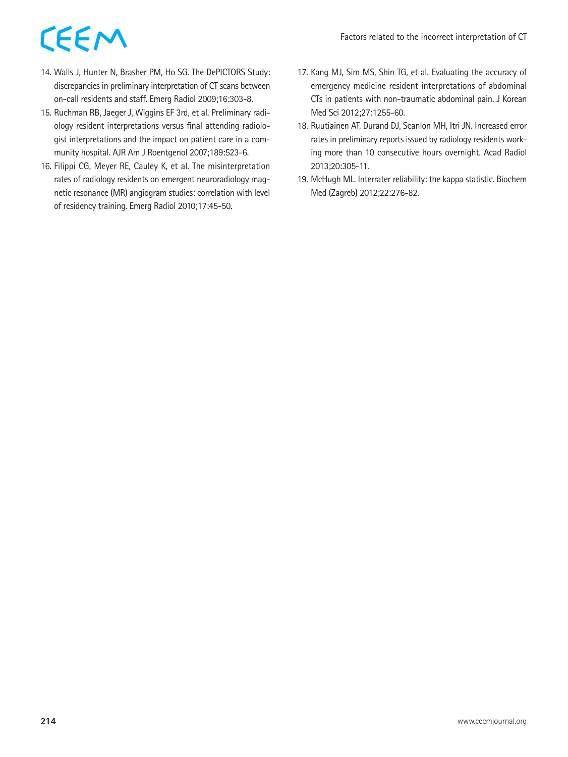14. Walls J, Hunter N, Brasher PM, Ho SG. The DePICTORS Study: discrepancies in preliminary interpretation of CT scans between on-call residents and staff. Emerg Radiol 2009;16:303-8.
15. Ruchman RB, Jaeger J, Wiggins EF 3rd, et al. Preliminary radiology resident interpretations versus final attending radiologist interpretations and the impact on patient care in a community hospital. AJR Am J Roentgenol 2007;189:523-6.
16. Filippi CG, Meyer RE, Cauley K, et al. The misinterpretation rates of radiology residents on emergent neuroradiology magnetic resonance (MR) angiogram studies: correlation with level of residency training. Emerg Radiol 2010;17:45-50.
17. Kang MJ, Sim MS, Shin TG, et al. Evaluating the accuracy of emergency medicine resident interpretations of abdominal CTs in patients with non-traumatic abdominal pain. J Korean Med Sci 2012;27:1255-60.
18. Ruutiainen AT, Durand DJ, Scanlon MH, Itri JN. Increased error rates in preliminary reports issued by radiology residents working more than 10 consecutive hours overnight. Acad Radiol 2013;20:305-11.
19. McHugh ML. Interrater reliability: the kappa statistic. Biochem Med (Zagreb) 2012;22:276-82.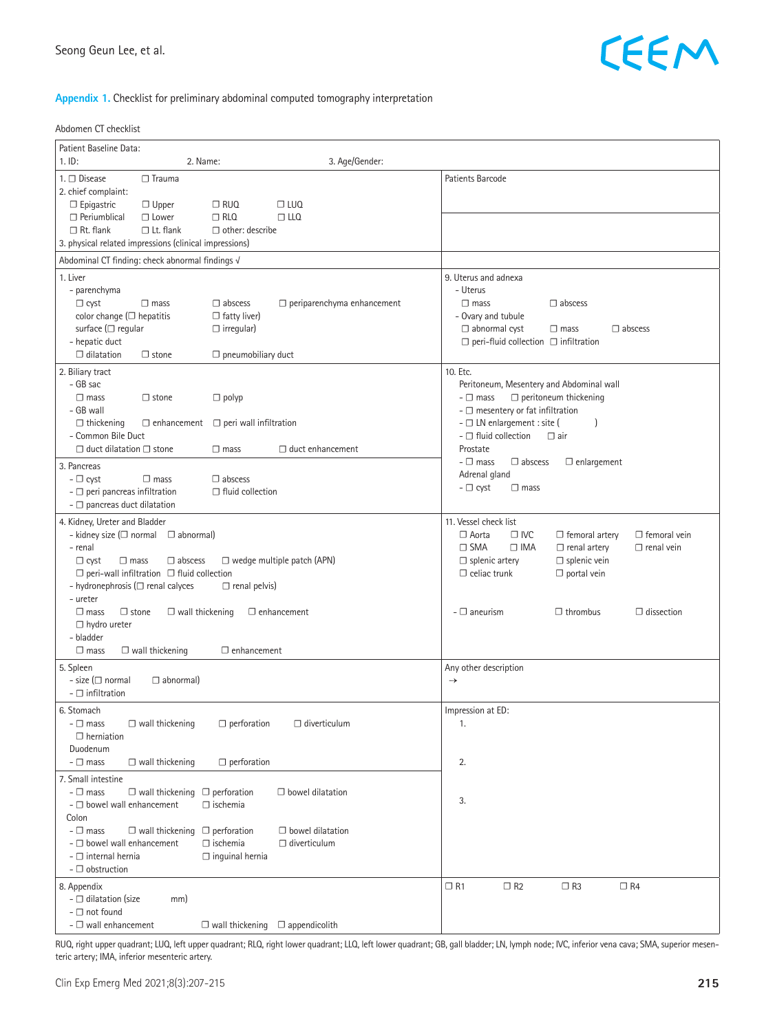**Appendix 1.** Checklist for preliminary abdominal computed tomography interpretation

Abdomen CT checklist

| | |
|---|---|
| Patient Baseline Data:<br>1. ID: 2. Name: 3. Age/Gender: | |
| 1. ☐ Disease ☐ Trauma<br>2. chief complaint:<br>☐ Epigastric ☐ Upper ☐ RUQ ☐ LUQ<br>☐ Periumblical ☐ Lower ☐ RLQ ☐ LLQ<br>☐ Rt. flank ☐ Lt. flank ☐ other: describe<br>3. physical related impressions (clinical impressions) | Patients Barcode |
| Abdominal CT finding: check abnormal findings √ | |
| 1. Liver<br>- parenchyma<br>☐ cyst ☐ mass ☐ abscess ☐ periparenchyma enhancement<br>color change (☐ hepatitis ☐ fatty liver)<br>surface (☐ regular ☐ irregular)<br>- hepatic duct<br>☐ dilatation ☐ stone ☐ pneumobiliary duct | 9. Uterus and adnexa<br>- Uterus<br>☐ mass ☐ abscess<br>- Ovary and tubule<br>☐ abnormal cyst ☐ mass ☐ abscess<br>☐ peri-fluid collection ☐ infiltration |
| 2. Biliary tract<br>- GB sac<br>☐ mass ☐ stone ☐ polyp<br>- GB wall<br>☐ thickening ☐ enhancement ☐ peri wall infiltration<br>- Common Bile Duct<br>☐ duct dilatation ☐ stone ☐ mass ☐ duct enhancement<br><br>3. Pancreas<br>- ☐ cyst ☐ mass ☐ abscess<br>- ☐ peri pancreas infiltration ☐ fluid collection<br>- ☐ pancreas duct dilatation | 10. Etc.<br>Peritoneum, Mesentery and Abdominal wall<br>- ☐ mass ☐ peritoneum thickening<br>- ☐ mesentery or fat infiltration<br>- ☐ LN enlargement : site ( )<br>- ☐ fluid collection ☐ air<br>Prostate<br>- ☐ mass ☐ abscess ☐ enlargement<br>Adrenal gland<br>- ☐ cyst ☐ mass |
| 4. Kidney, Ureter and Bladder<br>- kidney size (☐ normal ☐ abnormal)<br>- renal<br>☐ cyst ☐ mass ☐ abscess ☐ wedge multiple patch (APN)<br>☐ peri-wall infiltration ☐ fluid collection<br>- hydronephrosis (☐ renal calyces ☐ renal pelvis)<br>- ureter<br>☐ mass ☐ stone ☐ wall thickening ☐ enhancement<br>☐ hydro ureter<br>- bladder<br>☐ mass ☐ wall thickening ☐ enhancement | 11. Vessel check list<br>☐ Aorta ☐ IVC ☐ femoral artery ☐ femoral vein<br>☐ SMA ☐ IMA ☐ renal artery ☐ renal vein<br>☐ splenic artery ☐ splenic vein<br>☐ celiac trunk ☐ portal vein<br><br>- ☐ aneurism ☐ thrombus ☐ dissection |
| 5. Spleen<br>- size (☐ normal ☐ abnormal)<br>- ☐ infiltration | Any other description<br>→ |
| 6. Stomach<br>- ☐ mass ☐ wall thickening ☐ perforation ☐ diverticulum<br>☐ herniation<br>Duodenum<br>- ☐ mass ☐ wall thickening ☐ perforation<br><br>7. Small intestine<br>- ☐ mass ☐ wall thickening ☐ perforation ☐ bowel dilatation<br>- ☐ bowel wall enhancement ☐ ischemia<br>Colon<br>- ☐ mass ☐ wall thickening ☐ perforation ☐ bowel dilatation<br>- ☐ bowel wall enhancement ☐ ischemia ☐ diverticulum<br>- ☐ internal hernia ☐ inguinal hernia<br>- ☐ obstruction | Impression at ED:<br>1.<br><br>2.<br><br>3. |
| 8. Appendix<br>- ☐ dilatation (size mm)<br>- ☐ not found<br>- ☐ wall enhancement ☐ wall thickening ☐ appendicolith | ☐ R1 ☐ R2 ☐ R3 ☐ R4 |

RUQ, right upper quadrant; LUQ, left upper quadrant; RLQ, right lower quadrant; LLQ, left lower quadrant; GB, gall bladder; LN, lymph node; IVC, inferior vena cava; SMA, superior mesenteric artery; IMA, inferior mesenteric artery.